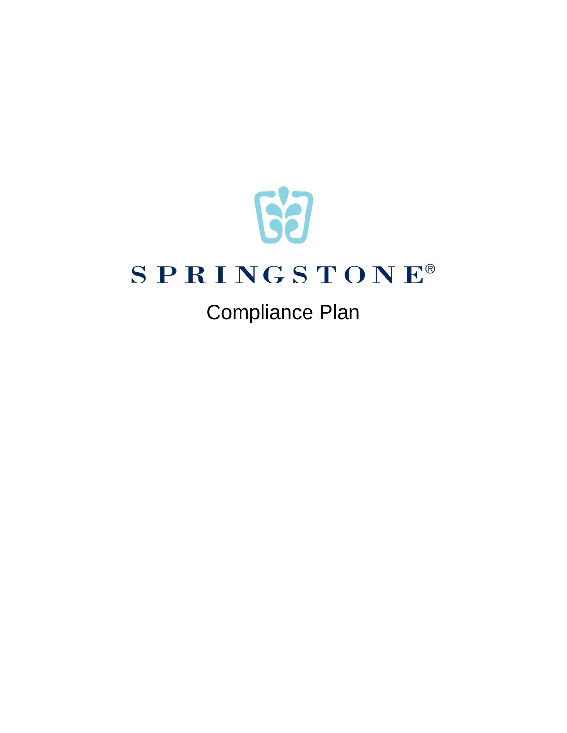# SPRINGSTONE®

## Compliance Plan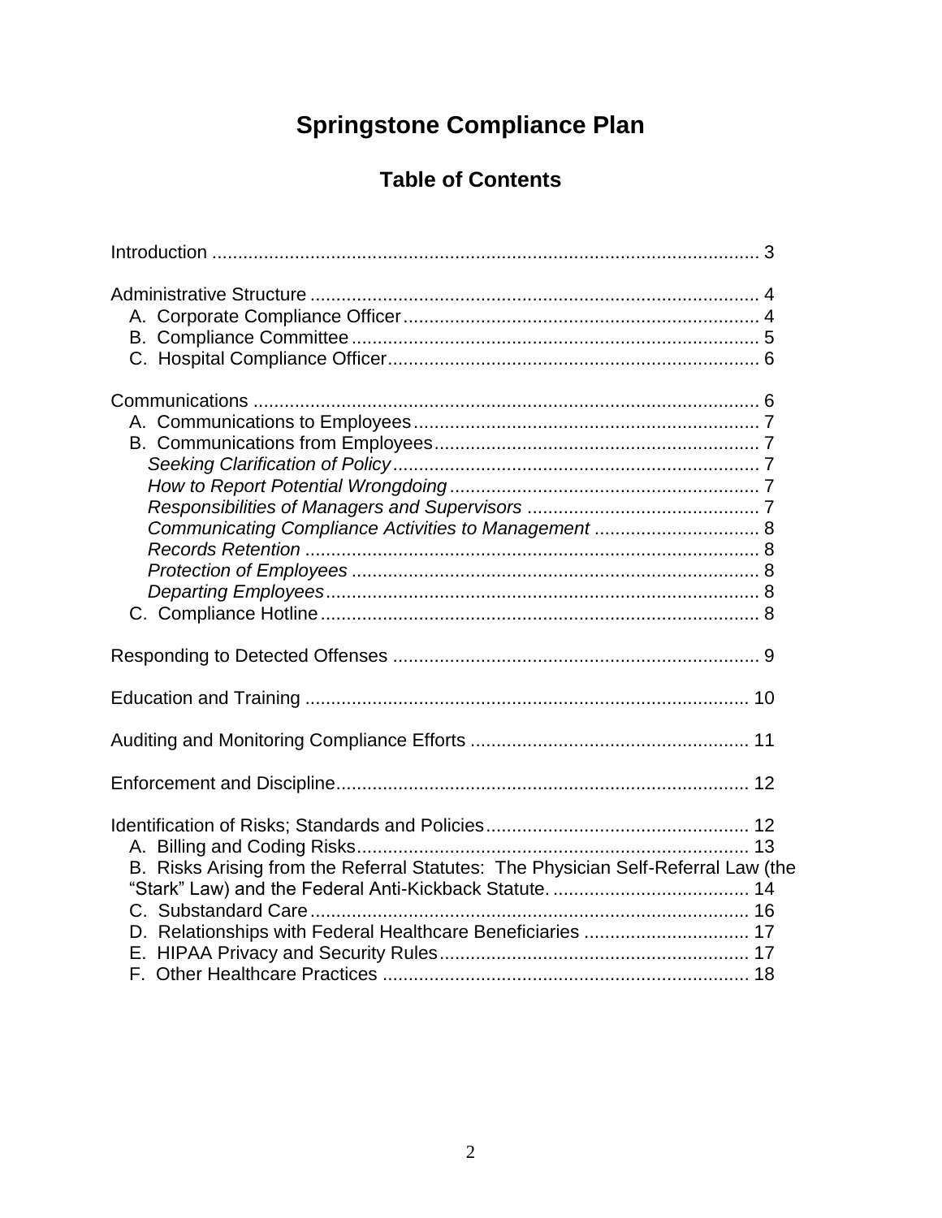# Springstone Compliance Plan

## Table of Contents

Introduction .......................................................................................................... 3

Administrative Structure ...................................................................................... 4
- A. Corporate Compliance Officer .................................................................... 4
- B. Compliance Committee .............................................................................. 5
- C. Hospital Compliance Officer ....................................................................... 6

Communications .................................................................................................. 6
- A. Communications to Employees .................................................................. 7
- B. Communications from Employees ............................................................. 7
  - *Seeking Clarification of Policy* ...................................................................... 7
  - *How to Report Potential Wrongdoing* ........................................................... 7
  - *Responsibilities of Managers and Supervisors* ............................................. 7
  - *Communicating Compliance Activities to Management* ................................ 8
  - *Records Retention* ....................................................................................... 8
  - *Protection of Employees* .............................................................................. 8
  - *Departing Employees* ................................................................................... 8
- C. Compliance Hotline .................................................................................... 8

Responding to Detected Offenses ...................................................................... 9

Education and Training ...................................................................................... 10

Auditing and Monitoring Compliance Efforts ..................................................... 11

Enforcement and Discipline................................................................................ 12

Identification of Risks; Standards and Policies.................................................. 12
- A. Billing and Coding Risks........................................................................... 13
- B. Risks Arising from the Referral Statutes: The Physician Self-Referral Law (the "Stark" Law) and the Federal Anti-Kickback Statute. ...................................... 14
- C. Substandard Care .................................................................................... 16
- D. Relationships with Federal Healthcare Beneficiaries ................................ 17
- E. HIPAA Privacy and Security Rules........................................................... 17
- F. Other Healthcare Practices ...................................................................... 18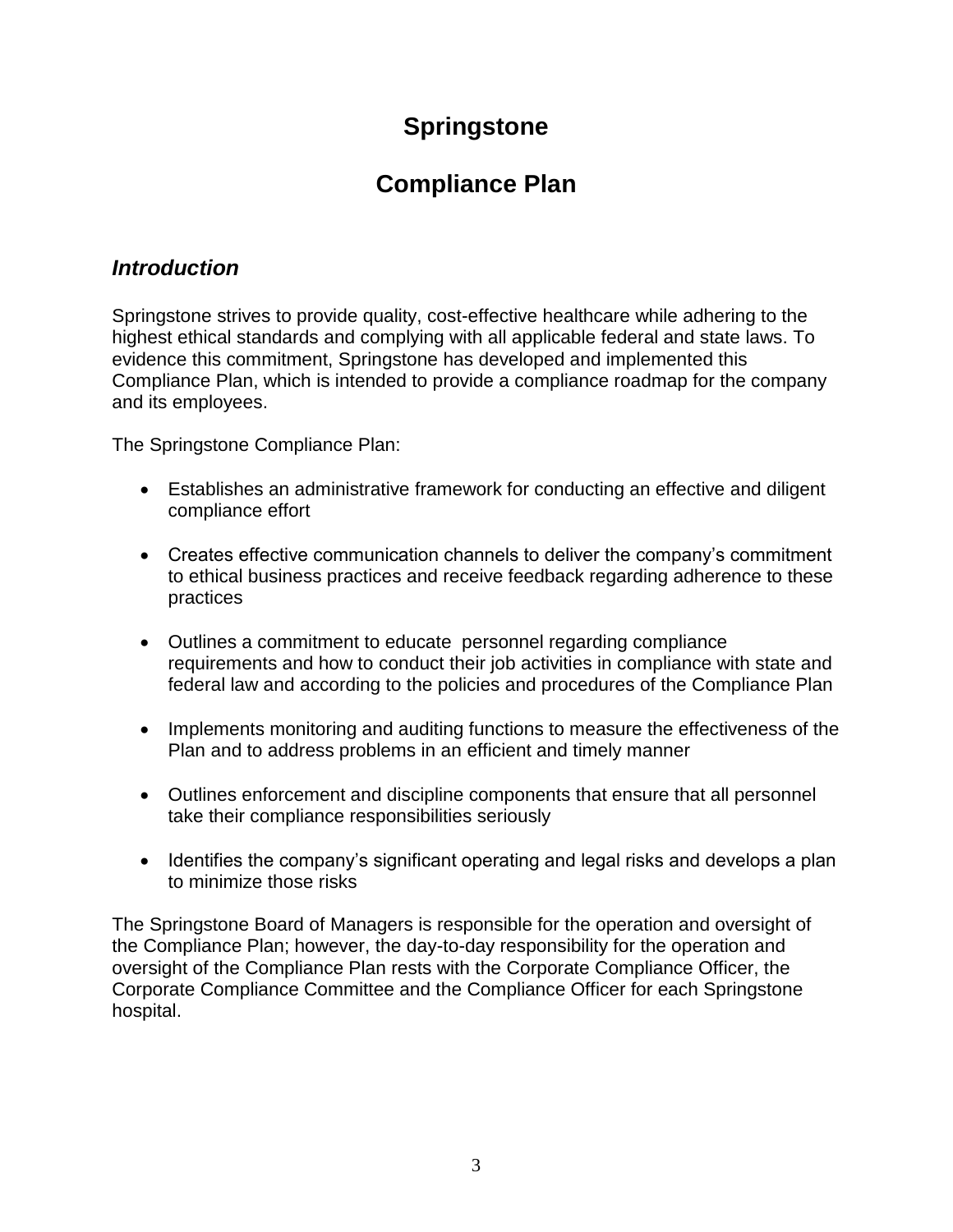# Springstone

# Compliance Plan

## *Introduction*

Springstone strives to provide quality, cost-effective healthcare while adhering to the highest ethical standards and complying with all applicable federal and state laws. To evidence this commitment, Springstone has developed and implemented this Compliance Plan, which is intended to provide a compliance roadmap for the company and its employees.

The Springstone Compliance Plan:

- Establishes an administrative framework for conducting an effective and diligent compliance effort
- Creates effective communication channels to deliver the company's commitment to ethical business practices and receive feedback regarding adherence to these practices
- Outlines a commitment to educate personnel regarding compliance requirements and how to conduct their job activities in compliance with state and federal law and according to the policies and procedures of the Compliance Plan
- Implements monitoring and auditing functions to measure the effectiveness of the Plan and to address problems in an efficient and timely manner
- Outlines enforcement and discipline components that ensure that all personnel take their compliance responsibilities seriously
- Identifies the company's significant operating and legal risks and develops a plan to minimize those risks

The Springstone Board of Managers is responsible for the operation and oversight of the Compliance Plan; however, the day-to-day responsibility for the operation and oversight of the Compliance Plan rests with the Corporate Compliance Officer, the Corporate Compliance Committee and the Compliance Officer for each Springstone hospital.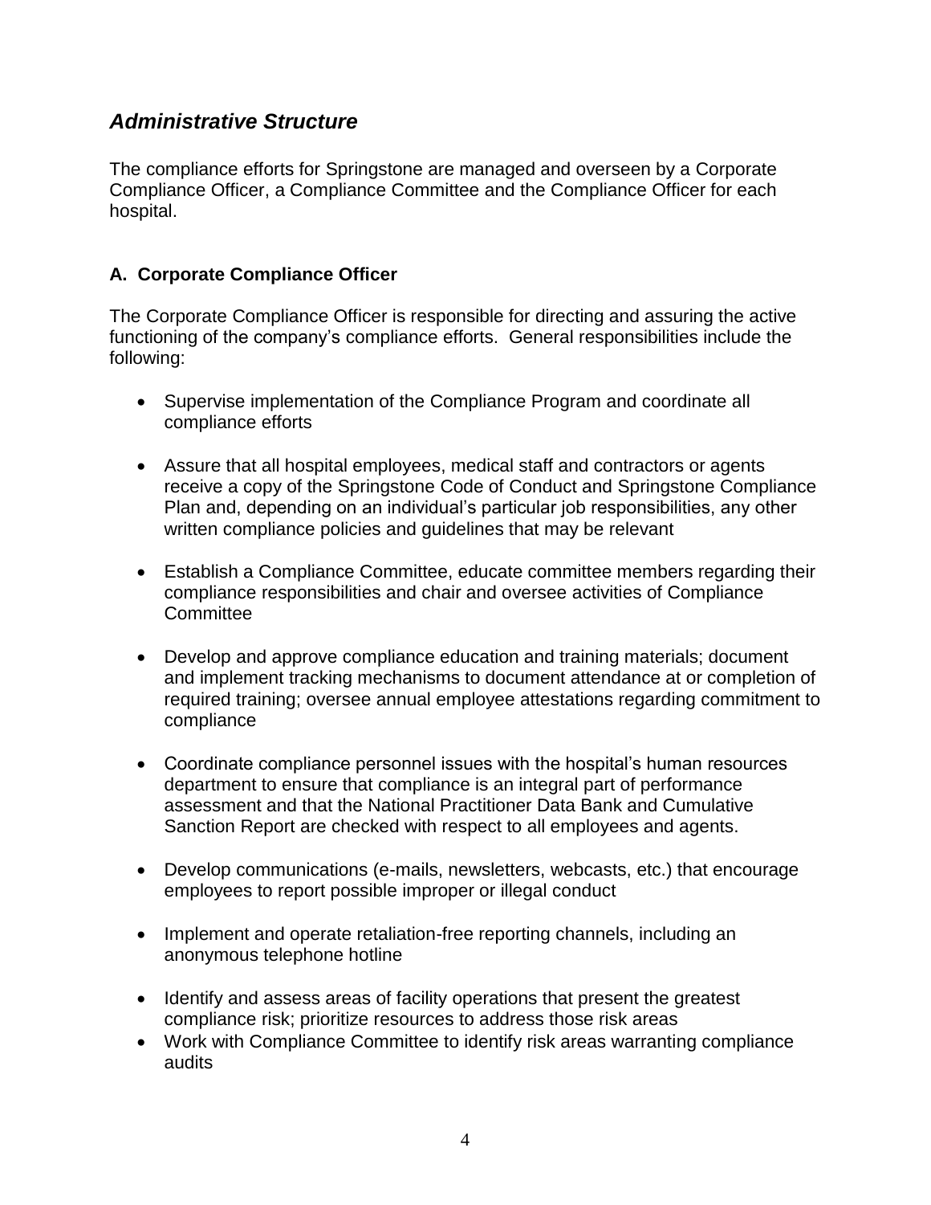## *Administrative Structure*

The compliance efforts for Springstone are managed and overseen by a Corporate Compliance Officer, a Compliance Committee and the Compliance Officer for each hospital.

### A. Corporate Compliance Officer

The Corporate Compliance Officer is responsible for directing and assuring the active functioning of the company's compliance efforts. General responsibilities include the following:

- Supervise implementation of the Compliance Program and coordinate all compliance efforts
- Assure that all hospital employees, medical staff and contractors or agents receive a copy of the Springstone Code of Conduct and Springstone Compliance Plan and, depending on an individual's particular job responsibilities, any other written compliance policies and guidelines that may be relevant
- Establish a Compliance Committee, educate committee members regarding their compliance responsibilities and chair and oversee activities of Compliance Committee
- Develop and approve compliance education and training materials; document and implement tracking mechanisms to document attendance at or completion of required training; oversee annual employee attestations regarding commitment to compliance
- Coordinate compliance personnel issues with the hospital's human resources department to ensure that compliance is an integral part of performance assessment and that the National Practitioner Data Bank and Cumulative Sanction Report are checked with respect to all employees and agents.
- Develop communications (e-mails, newsletters, webcasts, etc.) that encourage employees to report possible improper or illegal conduct
- Implement and operate retaliation-free reporting channels, including an anonymous telephone hotline
- Identify and assess areas of facility operations that present the greatest compliance risk; prioritize resources to address those risk areas
- Work with Compliance Committee to identify risk areas warranting compliance audits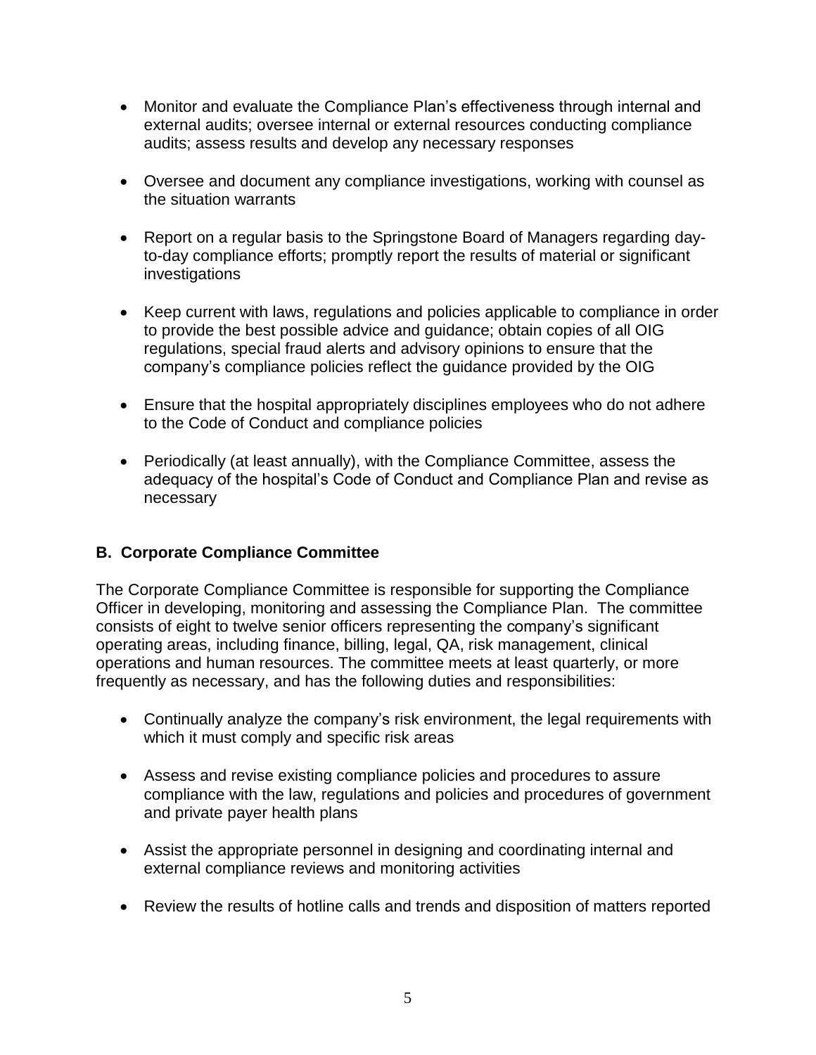- Monitor and evaluate the Compliance Plan's effectiveness through internal and external audits; oversee internal or external resources conducting compliance audits; assess results and develop any necessary responses

- Oversee and document any compliance investigations, working with counsel as the situation warrants

- Report on a regular basis to the Springstone Board of Managers regarding day-to-day compliance efforts; promptly report the results of material or significant investigations

- Keep current with laws, regulations and policies applicable to compliance in order to provide the best possible advice and guidance; obtain copies of all OIG regulations, special fraud alerts and advisory opinions to ensure that the company's compliance policies reflect the guidance provided by the OIG

- Ensure that the hospital appropriately disciplines employees who do not adhere to the Code of Conduct and compliance policies

- Periodically (at least annually), with the Compliance Committee, assess the adequacy of the hospital's Code of Conduct and Compliance Plan and revise as necessary

### B. Corporate Compliance Committee

The Corporate Compliance Committee is responsible for supporting the Compliance Officer in developing, monitoring and assessing the Compliance Plan. The committee consists of eight to twelve senior officers representing the company's significant operating areas, including finance, billing, legal, QA, risk management, clinical operations and human resources. The committee meets at least quarterly, or more frequently as necessary, and has the following duties and responsibilities:

- Continually analyze the company's risk environment, the legal requirements with which it must comply and specific risk areas

- Assess and revise existing compliance policies and procedures to assure compliance with the law, regulations and policies and procedures of government and private payer health plans

- Assist the appropriate personnel in designing and coordinating internal and external compliance reviews and monitoring activities

- Review the results of hotline calls and trends and disposition of matters reported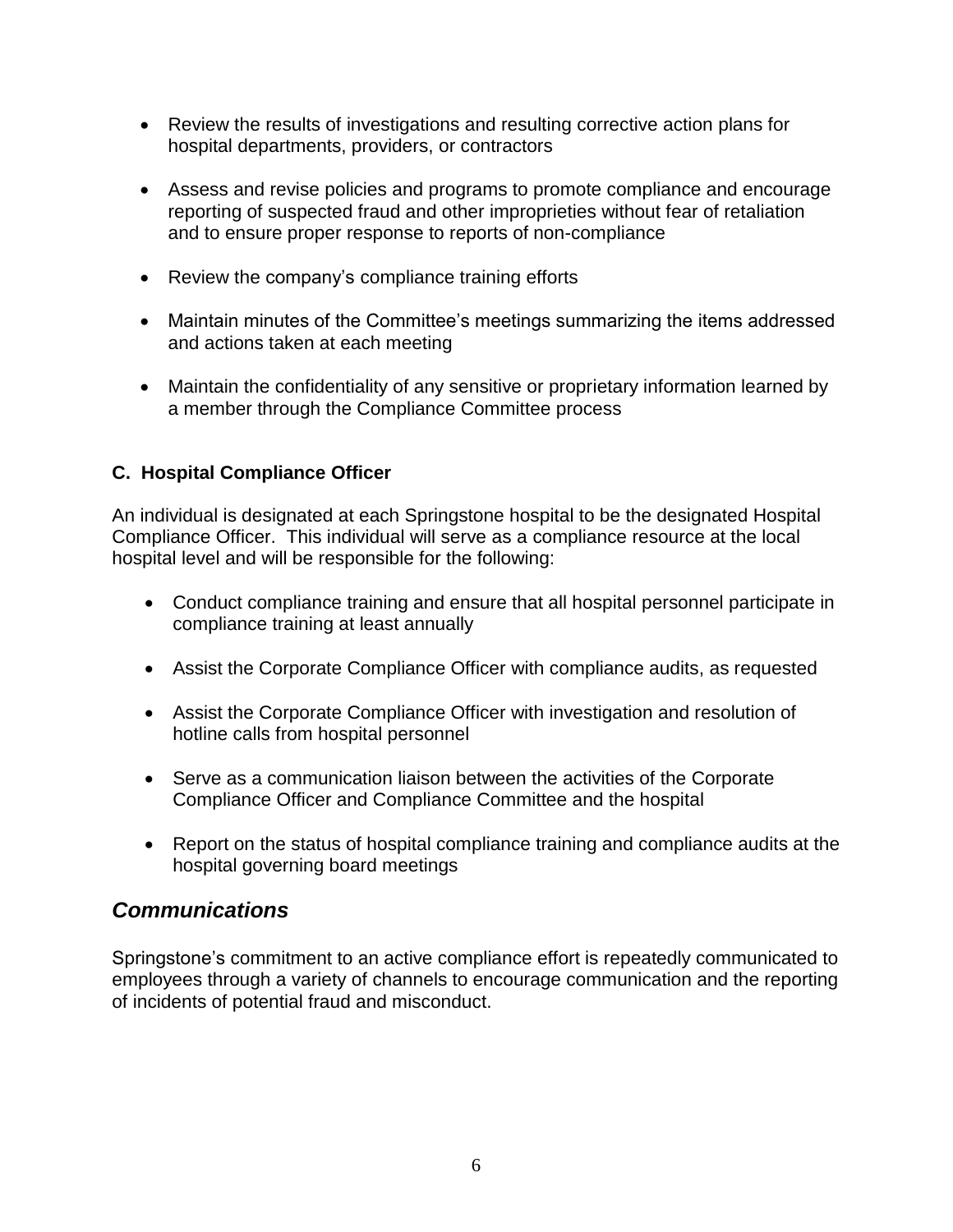- Review the results of investigations and resulting corrective action plans for hospital departments, providers, or contractors
- Assess and revise policies and programs to promote compliance and encourage reporting of suspected fraud and other improprieties without fear of retaliation and to ensure proper response to reports of non-compliance
- Review the company's compliance training efforts
- Maintain minutes of the Committee's meetings summarizing the items addressed and actions taken at each meeting
- Maintain the confidentiality of any sensitive or proprietary information learned by a member through the Compliance Committee process

### C. Hospital Compliance Officer

An individual is designated at each Springstone hospital to be the designated Hospital Compliance Officer. This individual will serve as a compliance resource at the local hospital level and will be responsible for the following:

- Conduct compliance training and ensure that all hospital personnel participate in compliance training at least annually
- Assist the Corporate Compliance Officer with compliance audits, as requested
- Assist the Corporate Compliance Officer with investigation and resolution of hotline calls from hospital personnel
- Serve as a communication liaison between the activities of the Corporate Compliance Officer and Compliance Committee and the hospital
- Report on the status of hospital compliance training and compliance audits at the hospital governing board meetings

## *Communications*

Springstone's commitment to an active compliance effort is repeatedly communicated to employees through a variety of channels to encourage communication and the reporting of incidents of potential fraud and misconduct.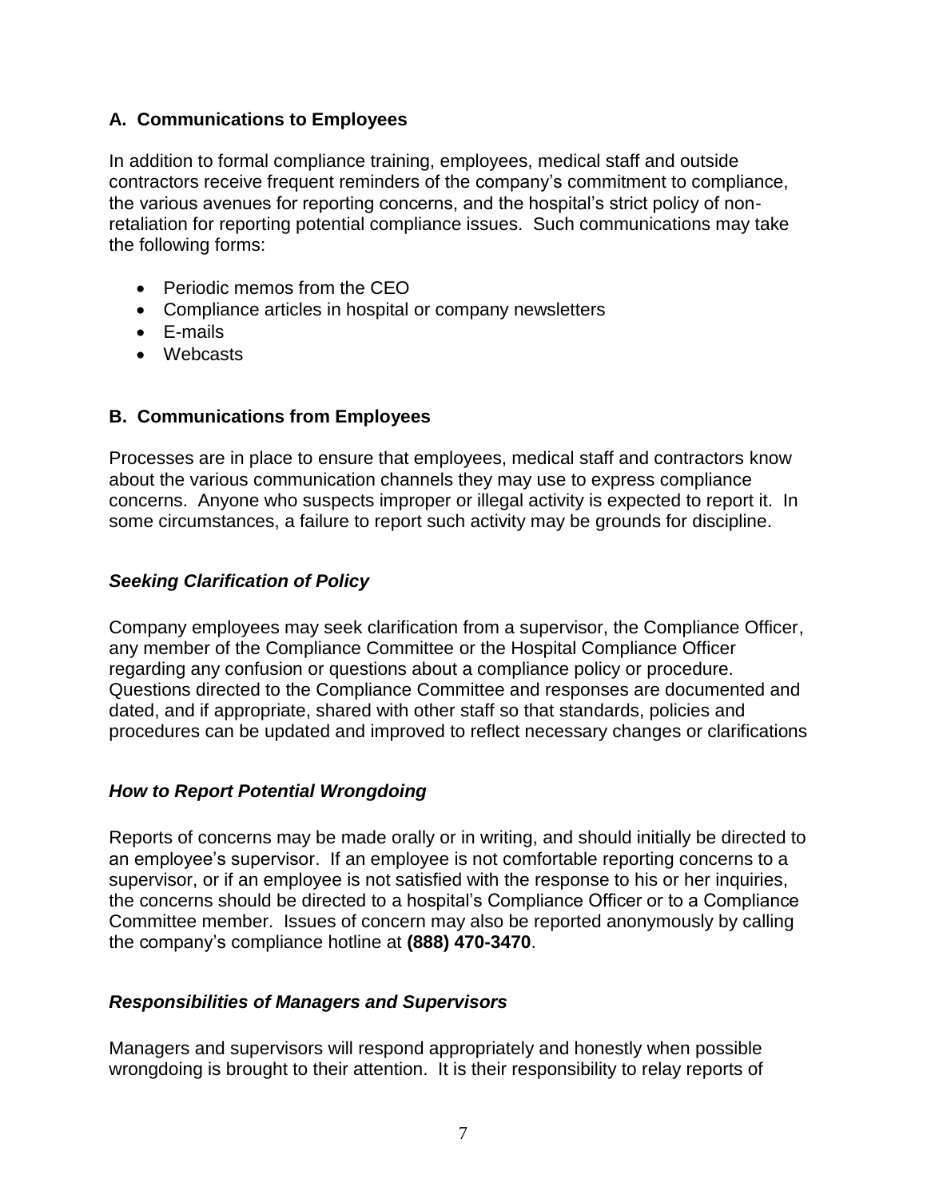### A. Communications to Employees

In addition to formal compliance training, employees, medical staff and outside contractors receive frequent reminders of the company's commitment to compliance, the various avenues for reporting concerns, and the hospital's strict policy of non-retaliation for reporting potential compliance issues. Such communications may take the following forms:

- Periodic memos from the CEO
- Compliance articles in hospital or company newsletters
- E-mails
- Webcasts

### B. Communications from Employees

Processes are in place to ensure that employees, medical staff and contractors know about the various communication channels they may use to express compliance concerns. Anyone who suspects improper or illegal activity is expected to report it. In some circumstances, a failure to report such activity may be grounds for discipline.

#### *Seeking Clarification of Policy*

Company employees may seek clarification from a supervisor, the Compliance Officer, any member of the Compliance Committee or the Hospital Compliance Officer regarding any confusion or questions about a compliance policy or procedure. Questions directed to the Compliance Committee and responses are documented and dated, and if appropriate, shared with other staff so that standards, policies and procedures can be updated and improved to reflect necessary changes or clarifications

#### *How to Report Potential Wrongdoing*

Reports of concerns may be made orally or in writing, and should initially be directed to an employee's supervisor. If an employee is not comfortable reporting concerns to a supervisor, or if an employee is not satisfied with the response to his or her inquiries, the concerns should be directed to a hospital's Compliance Officer or to a Compliance Committee member. Issues of concern may also be reported anonymously by calling the company's compliance hotline at **(888) 470-3470**.

#### *Responsibilities of Managers and Supervisors*

Managers and supervisors will respond appropriately and honestly when possible wrongdoing is brought to their attention. It is their responsibility to relay reports of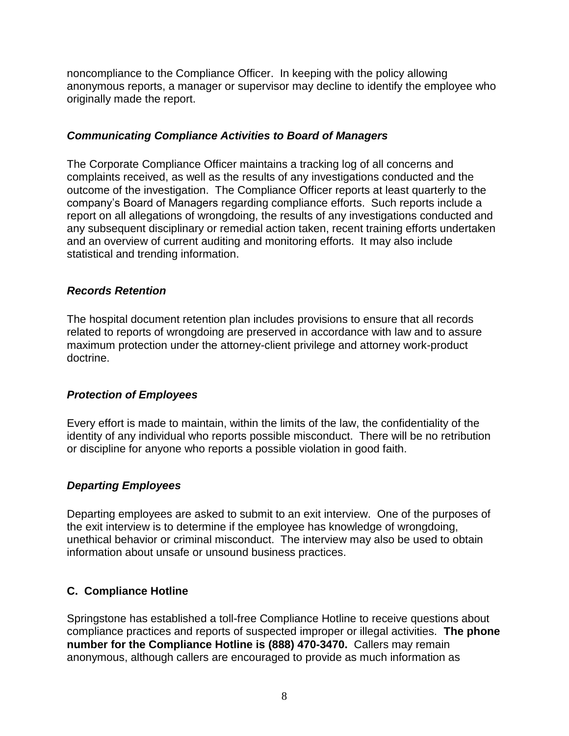noncompliance to the Compliance Officer. In keeping with the policy allowing anonymous reports, a manager or supervisor may decline to identify the employee who originally made the report.

### ***Communicating Compliance Activities to Board of Managers***

The Corporate Compliance Officer maintains a tracking log of all concerns and complaints received, as well as the results of any investigations conducted and the outcome of the investigation. The Compliance Officer reports at least quarterly to the company's Board of Managers regarding compliance efforts. Such reports include a report on all allegations of wrongdoing, the results of any investigations conducted and any subsequent disciplinary or remedial action taken, recent training efforts undertaken and an overview of current auditing and monitoring efforts. It may also include statistical and trending information.

### ***Records Retention***

The hospital document retention plan includes provisions to ensure that all records related to reports of wrongdoing are preserved in accordance with law and to assure maximum protection under the attorney-client privilege and attorney work-product doctrine.

### ***Protection of Employees***

Every effort is made to maintain, within the limits of the law, the confidentiality of the identity of any individual who reports possible misconduct. There will be no retribution or discipline for anyone who reports a possible violation in good faith.

### ***Departing Employees***

Departing employees are asked to submit to an exit interview. One of the purposes of the exit interview is to determine if the employee has knowledge of wrongdoing, unethical behavior or criminal misconduct. The interview may also be used to obtain information about unsafe or unsound business practices.

## **C. Compliance Hotline**

Springstone has established a toll-free Compliance Hotline to receive questions about compliance practices and reports of suspected improper or illegal activities. **The phone number for the Compliance Hotline is (888) 470-3470.** Callers may remain anonymous, although callers are encouraged to provide as much information as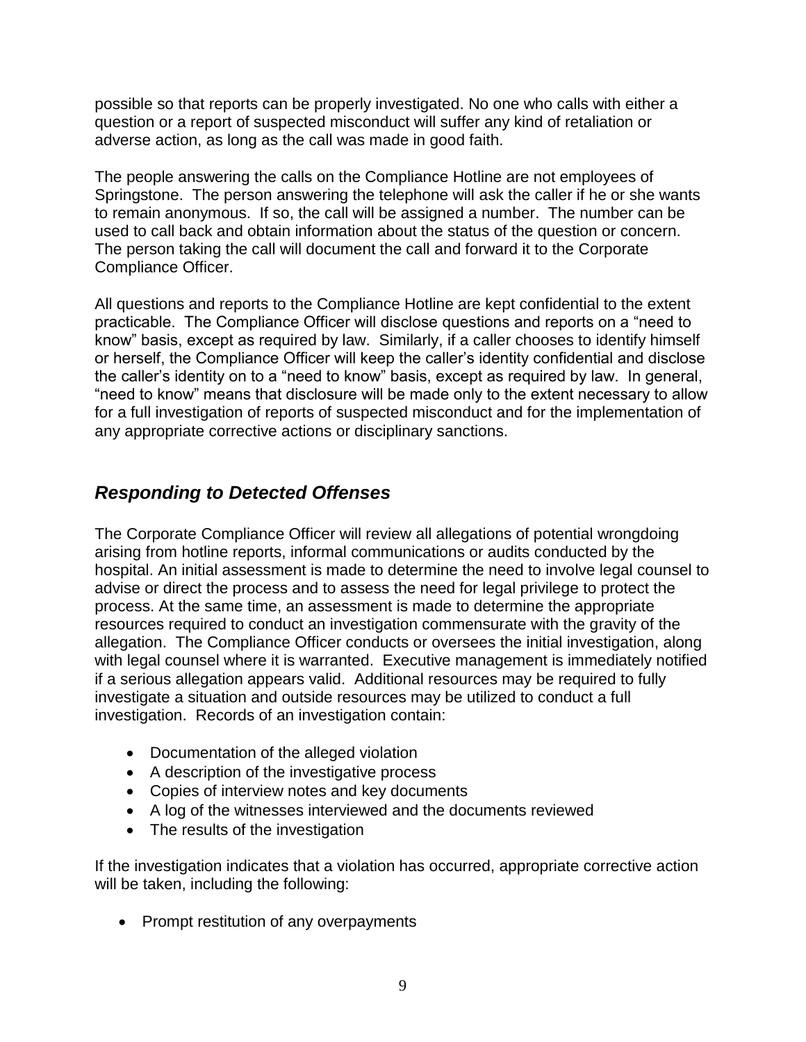possible so that reports can be properly investigated. No one who calls with either a question or a report of suspected misconduct will suffer any kind of retaliation or adverse action, as long as the call was made in good faith.

The people answering the calls on the Compliance Hotline are not employees of Springstone. The person answering the telephone will ask the caller if he or she wants to remain anonymous. If so, the call will be assigned a number. The number can be used to call back and obtain information about the status of the question or concern. The person taking the call will document the call and forward it to the Corporate Compliance Officer.

All questions and reports to the Compliance Hotline are kept confidential to the extent practicable. The Compliance Officer will disclose questions and reports on a "need to know" basis, except as required by law. Similarly, if a caller chooses to identify himself or herself, the Compliance Officer will keep the caller's identity confidential and disclose the caller's identity on to a "need to know" basis, except as required by law. In general, "need to know" means that disclosure will be made only to the extent necessary to allow for a full investigation of reports of suspected misconduct and for the implementation of any appropriate corrective actions or disciplinary sanctions.

## *Responding to Detected Offenses*

The Corporate Compliance Officer will review all allegations of potential wrongdoing arising from hotline reports, informal communications or audits conducted by the hospital. An initial assessment is made to determine the need to involve legal counsel to advise or direct the process and to assess the need for legal privilege to protect the process. At the same time, an assessment is made to determine the appropriate resources required to conduct an investigation commensurate with the gravity of the allegation. The Compliance Officer conducts or oversees the initial investigation, along with legal counsel where it is warranted. Executive management is immediately notified if a serious allegation appears valid. Additional resources may be required to fully investigate a situation and outside resources may be utilized to conduct a full investigation. Records of an investigation contain:

- Documentation of the alleged violation
- A description of the investigative process
- Copies of interview notes and key documents
- A log of the witnesses interviewed and the documents reviewed
- The results of the investigation

If the investigation indicates that a violation has occurred, appropriate corrective action will be taken, including the following:

- Prompt restitution of any overpayments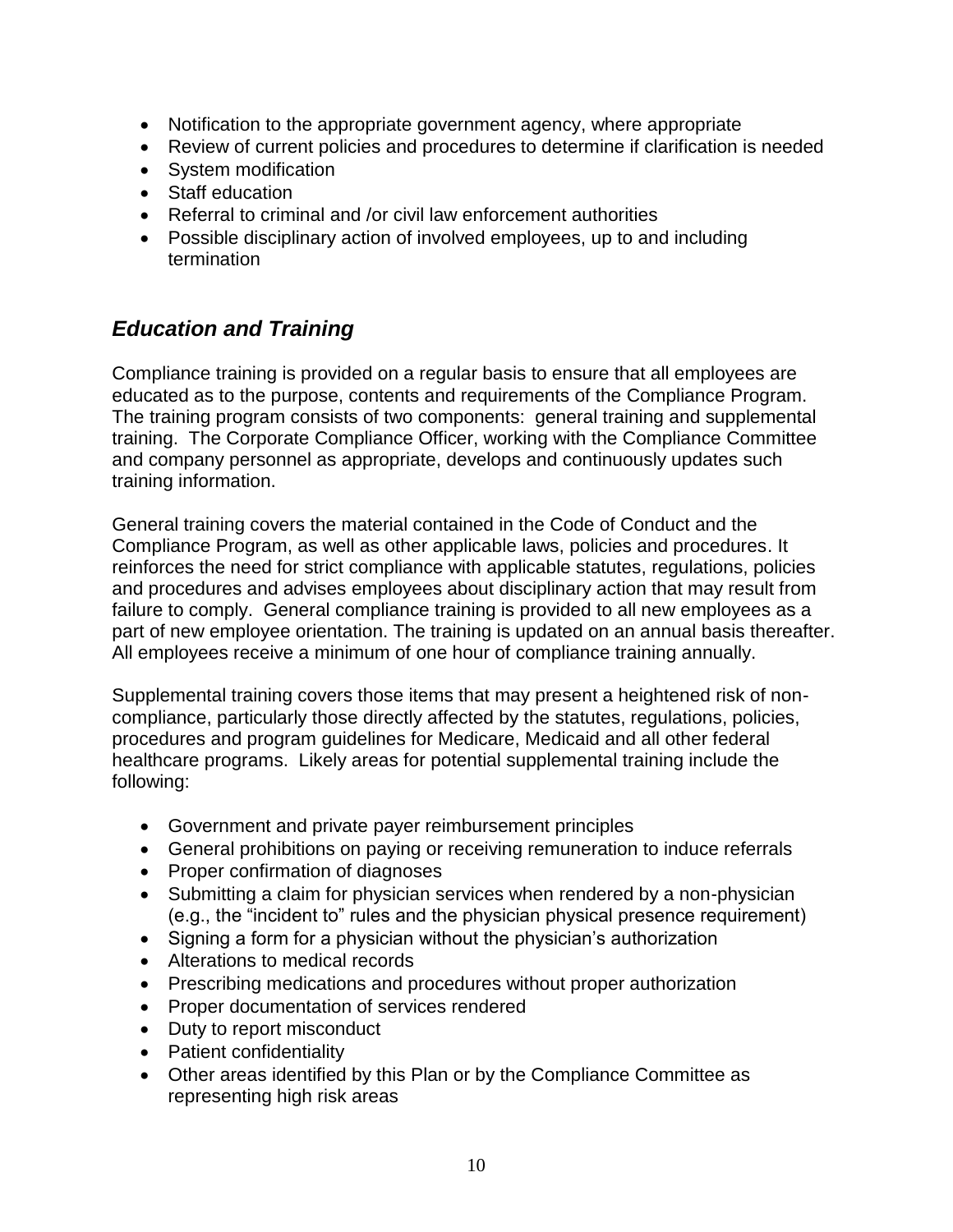- Notification to the appropriate government agency, where appropriate
- Review of current policies and procedures to determine if clarification is needed
- System modification
- Staff education
- Referral to criminal and /or civil law enforcement authorities
- Possible disciplinary action of involved employees, up to and including termination

## *Education and Training*

Compliance training is provided on a regular basis to ensure that all employees are educated as to the purpose, contents and requirements of the Compliance Program. The training program consists of two components: general training and supplemental training. The Corporate Compliance Officer, working with the Compliance Committee and company personnel as appropriate, develops and continuously updates such training information.

General training covers the material contained in the Code of Conduct and the Compliance Program, as well as other applicable laws, policies and procedures. It reinforces the need for strict compliance with applicable statutes, regulations, policies and procedures and advises employees about disciplinary action that may result from failure to comply. General compliance training is provided to all new employees as a part of new employee orientation. The training is updated on an annual basis thereafter. All employees receive a minimum of one hour of compliance training annually.

Supplemental training covers those items that may present a heightened risk of non-compliance, particularly those directly affected by the statutes, regulations, policies, procedures and program guidelines for Medicare, Medicaid and all other federal healthcare programs. Likely areas for potential supplemental training include the following:

- Government and private payer reimbursement principles
- General prohibitions on paying or receiving remuneration to induce referrals
- Proper confirmation of diagnoses
- Submitting a claim for physician services when rendered by a non-physician (e.g., the "incident to" rules and the physician physical presence requirement)
- Signing a form for a physician without the physician's authorization
- Alterations to medical records
- Prescribing medications and procedures without proper authorization
- Proper documentation of services rendered
- Duty to report misconduct
- Patient confidentiality
- Other areas identified by this Plan or by the Compliance Committee as representing high risk areas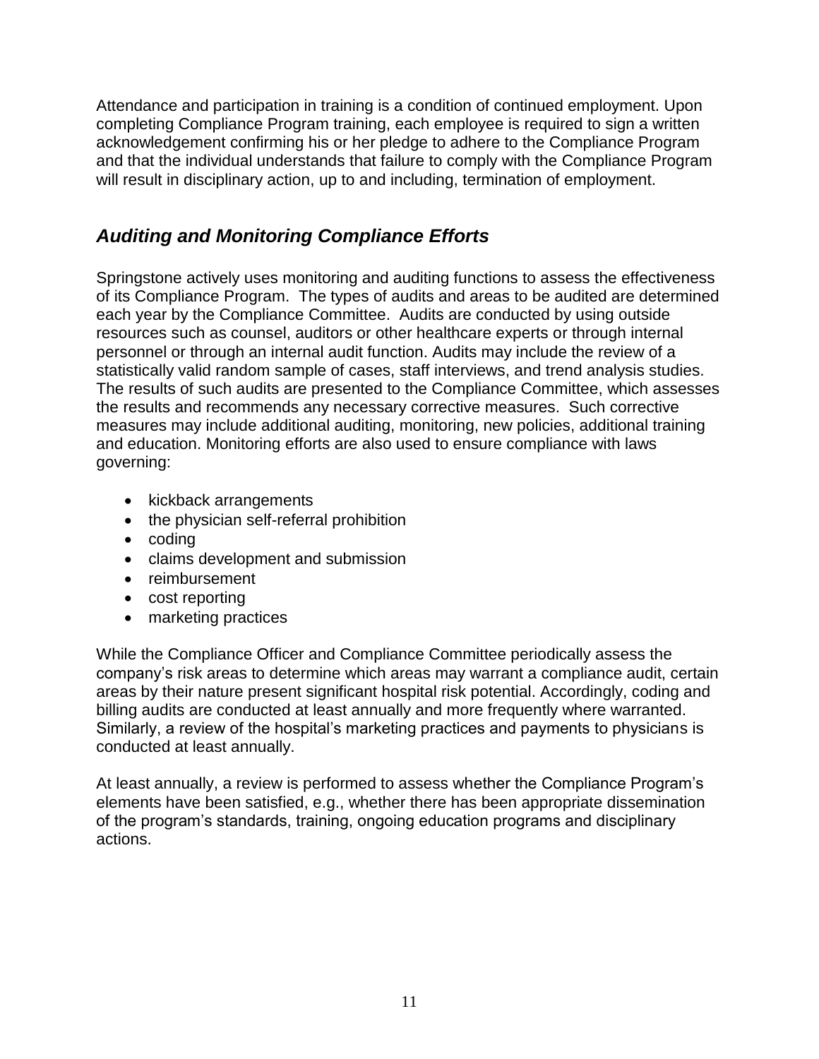Attendance and participation in training is a condition of continued employment. Upon completing Compliance Program training, each employee is required to sign a written acknowledgement confirming his or her pledge to adhere to the Compliance Program and that the individual understands that failure to comply with the Compliance Program will result in disciplinary action, up to and including, termination of employment.

## *Auditing and Monitoring Compliance Efforts*

Springstone actively uses monitoring and auditing functions to assess the effectiveness of its Compliance Program. The types of audits and areas to be audited are determined each year by the Compliance Committee. Audits are conducted by using outside resources such as counsel, auditors or other healthcare experts or through internal personnel or through an internal audit function. Audits may include the review of a statistically valid random sample of cases, staff interviews, and trend analysis studies. The results of such audits are presented to the Compliance Committee, which assesses the results and recommends any necessary corrective measures. Such corrective measures may include additional auditing, monitoring, new policies, additional training and education. Monitoring efforts are also used to ensure compliance with laws governing:

- kickback arrangements
- the physician self-referral prohibition
- coding
- claims development and submission
- reimbursement
- cost reporting
- marketing practices

While the Compliance Officer and Compliance Committee periodically assess the company's risk areas to determine which areas may warrant a compliance audit, certain areas by their nature present significant hospital risk potential. Accordingly, coding and billing audits are conducted at least annually and more frequently where warranted. Similarly, a review of the hospital's marketing practices and payments to physicians is conducted at least annually.

At least annually, a review is performed to assess whether the Compliance Program's elements have been satisfied, e.g., whether there has been appropriate dissemination of the program's standards, training, ongoing education programs and disciplinary actions.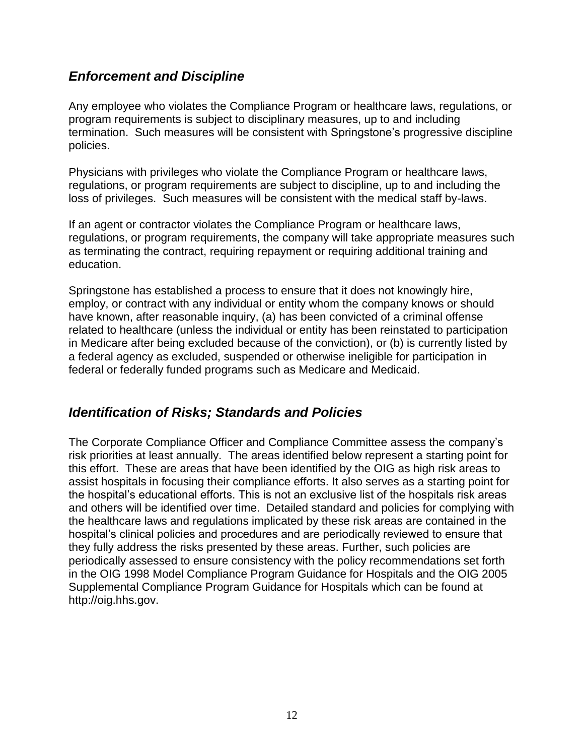## *Enforcement and Discipline*

Any employee who violates the Compliance Program or healthcare laws, regulations, or program requirements is subject to disciplinary measures, up to and including termination. Such measures will be consistent with Springstone's progressive discipline policies.

Physicians with privileges who violate the Compliance Program or healthcare laws, regulations, or program requirements are subject to discipline, up to and including the loss of privileges. Such measures will be consistent with the medical staff by-laws.

If an agent or contractor violates the Compliance Program or healthcare laws, regulations, or program requirements, the company will take appropriate measures such as terminating the contract, requiring repayment or requiring additional training and education.

Springstone has established a process to ensure that it does not knowingly hire, employ, or contract with any individual or entity whom the company knows or should have known, after reasonable inquiry, (a) has been convicted of a criminal offense related to healthcare (unless the individual or entity has been reinstated to participation in Medicare after being excluded because of the conviction), or (b) is currently listed by a federal agency as excluded, suspended or otherwise ineligible for participation in federal or federally funded programs such as Medicare and Medicaid.

## *Identification of Risks; Standards and Policies*

The Corporate Compliance Officer and Compliance Committee assess the company's risk priorities at least annually. The areas identified below represent a starting point for this effort. These are areas that have been identified by the OIG as high risk areas to assist hospitals in focusing their compliance efforts. It also serves as a starting point for the hospital's educational efforts. This is not an exclusive list of the hospitals risk areas and others will be identified over time. Detailed standard and policies for complying with the healthcare laws and regulations implicated by these risk areas are contained in the hospital's clinical policies and procedures and are periodically reviewed to ensure that they fully address the risks presented by these areas. Further, such policies are periodically assessed to ensure consistency with the policy recommendations set forth in the OIG 1998 Model Compliance Program Guidance for Hospitals and the OIG 2005 Supplemental Compliance Program Guidance for Hospitals which can be found at http://oig.hhs.gov.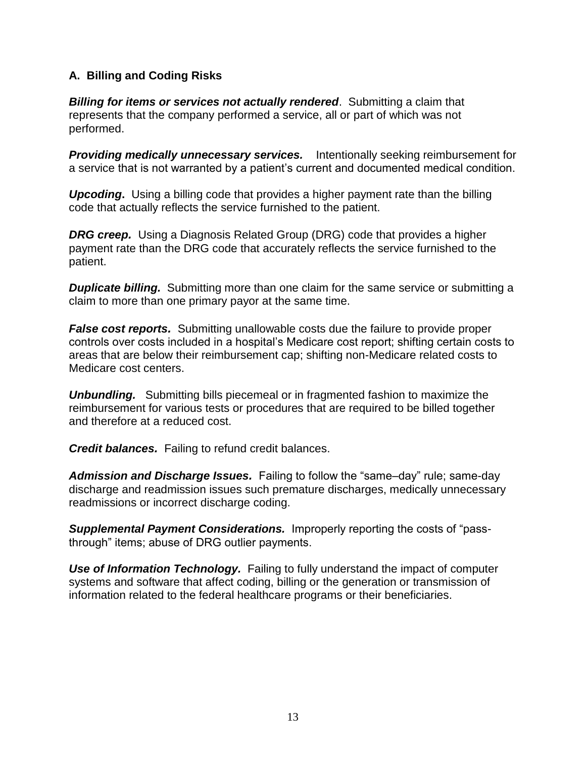### A. Billing and Coding Risks

***Billing for items or services not actually rendered***. Submitting a claim that represents that the company performed a service, all or part of which was not performed.

***Providing medically unnecessary services.*** Intentionally seeking reimbursement for a service that is not warranted by a patient's current and documented medical condition.

***Upcoding*****.** Using a billing code that provides a higher payment rate than the billing code that actually reflects the service furnished to the patient.

***DRG creep.*** Using a Diagnosis Related Group (DRG) code that provides a higher payment rate than the DRG code that accurately reflects the service furnished to the patient.

***Duplicate billing.*** Submitting more than one claim for the same service or submitting a claim to more than one primary payor at the same time.

***False cost reports.*** Submitting unallowable costs due the failure to provide proper controls over costs included in a hospital's Medicare cost report; shifting certain costs to areas that are below their reimbursement cap; shifting non-Medicare related costs to Medicare cost centers.

***Unbundling.*** Submitting bills piecemeal or in fragmented fashion to maximize the reimbursement for various tests or procedures that are required to be billed together and therefore at a reduced cost.

***Credit balances.*** Failing to refund credit balances.

***Admission and Discharge Issues.*** Failing to follow the "same–day" rule; same-day discharge and readmission issues such premature discharges, medically unnecessary readmissions or incorrect discharge coding.

***Supplemental Payment Considerations.*** Improperly reporting the costs of "pass-through" items; abuse of DRG outlier payments.

***Use of Information Technology.*** Failing to fully understand the impact of computer systems and software that affect coding, billing or the generation or transmission of information related to the federal healthcare programs or their beneficiaries.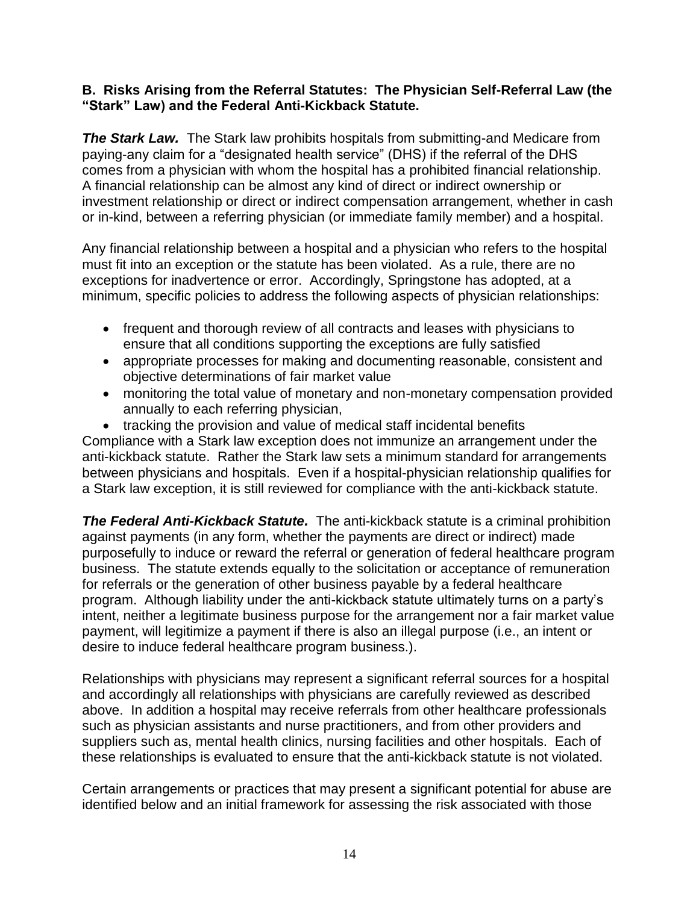**B. Risks Arising from the Referral Statutes: The Physician Self-Referral Law (the "Stark" Law) and the Federal Anti-Kickback Statute.**

***The Stark Law.*** The Stark law prohibits hospitals from submitting-and Medicare from paying-any claim for a "designated health service" (DHS) if the referral of the DHS comes from a physician with whom the hospital has a prohibited financial relationship. A financial relationship can be almost any kind of direct or indirect ownership or investment relationship or direct or indirect compensation arrangement, whether in cash or in-kind, between a referring physician (or immediate family member) and a hospital.

Any financial relationship between a hospital and a physician who refers to the hospital must fit into an exception or the statute has been violated. As a rule, there are no exceptions for inadvertence or error. Accordingly, Springstone has adopted, at a minimum, specific policies to address the following aspects of physician relationships:

- frequent and thorough review of all contracts and leases with physicians to ensure that all conditions supporting the exceptions are fully satisfied
- appropriate processes for making and documenting reasonable, consistent and objective determinations of fair market value
- monitoring the total value of monetary and non-monetary compensation provided annually to each referring physician,
- tracking the provision and value of medical staff incidental benefits

Compliance with a Stark law exception does not immunize an arrangement under the anti-kickback statute. Rather the Stark law sets a minimum standard for arrangements between physicians and hospitals. Even if a hospital-physician relationship qualifies for a Stark law exception, it is still reviewed for compliance with the anti-kickback statute.

***The Federal Anti-Kickback Statute.*** The anti-kickback statute is a criminal prohibition against payments (in any form, whether the payments are direct or indirect) made purposefully to induce or reward the referral or generation of federal healthcare program business. The statute extends equally to the solicitation or acceptance of remuneration for referrals or the generation of other business payable by a federal healthcare program. Although liability under the anti-kickback statute ultimately turns on a party's intent, neither a legitimate business purpose for the arrangement nor a fair market value payment, will legitimize a payment if there is also an illegal purpose (i.e., an intent or desire to induce federal healthcare program business.).

Relationships with physicians may represent a significant referral sources for a hospital and accordingly all relationships with physicians are carefully reviewed as described above. In addition a hospital may receive referrals from other healthcare professionals such as physician assistants and nurse practitioners, and from other providers and suppliers such as, mental health clinics, nursing facilities and other hospitals. Each of these relationships is evaluated to ensure that the anti-kickback statute is not violated.

Certain arrangements or practices that may present a significant potential for abuse are identified below and an initial framework for assessing the risk associated with those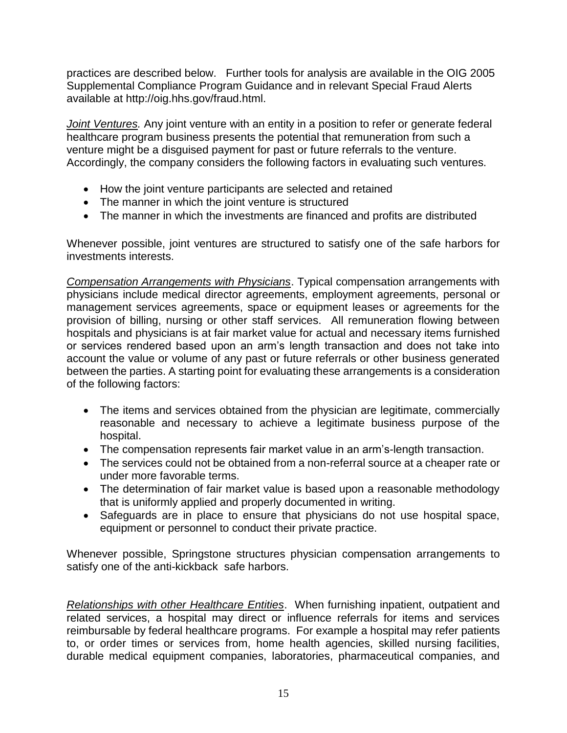practices are described below. Further tools for analysis are available in the OIG 2005 Supplemental Compliance Program Guidance and in relevant Special Fraud Alerts available at http://oig.hhs.gov/fraud.html.

*Joint Ventures.* Any joint venture with an entity in a position to refer or generate federal healthcare program business presents the potential that remuneration from such a venture might be a disguised payment for past or future referrals to the venture. Accordingly, the company considers the following factors in evaluating such ventures.

- How the joint venture participants are selected and retained
- The manner in which the joint venture is structured
- The manner in which the investments are financed and profits are distributed

Whenever possible, joint ventures are structured to satisfy one of the safe harbors for investments interests.

*Compensation Arrangements with Physicians*. Typical compensation arrangements with physicians include medical director agreements, employment agreements, personal or management services agreements, space or equipment leases or agreements for the provision of billing, nursing or other staff services. All remuneration flowing between hospitals and physicians is at fair market value for actual and necessary items furnished or services rendered based upon an arm's length transaction and does not take into account the value or volume of any past or future referrals or other business generated between the parties. A starting point for evaluating these arrangements is a consideration of the following factors:

- The items and services obtained from the physician are legitimate, commercially reasonable and necessary to achieve a legitimate business purpose of the hospital.
- The compensation represents fair market value in an arm's-length transaction.
- The services could not be obtained from a non-referral source at a cheaper rate or under more favorable terms.
- The determination of fair market value is based upon a reasonable methodology that is uniformly applied and properly documented in writing.
- Safeguards are in place to ensure that physicians do not use hospital space, equipment or personnel to conduct their private practice.

Whenever possible, Springstone structures physician compensation arrangements to satisfy one of the anti-kickback safe harbors.

*Relationships with other Healthcare Entities*. When furnishing inpatient, outpatient and related services, a hospital may direct or influence referrals for items and services reimbursable by federal healthcare programs. For example a hospital may refer patients to, or order times or services from, home health agencies, skilled nursing facilities, durable medical equipment companies, laboratories, pharmaceutical companies, and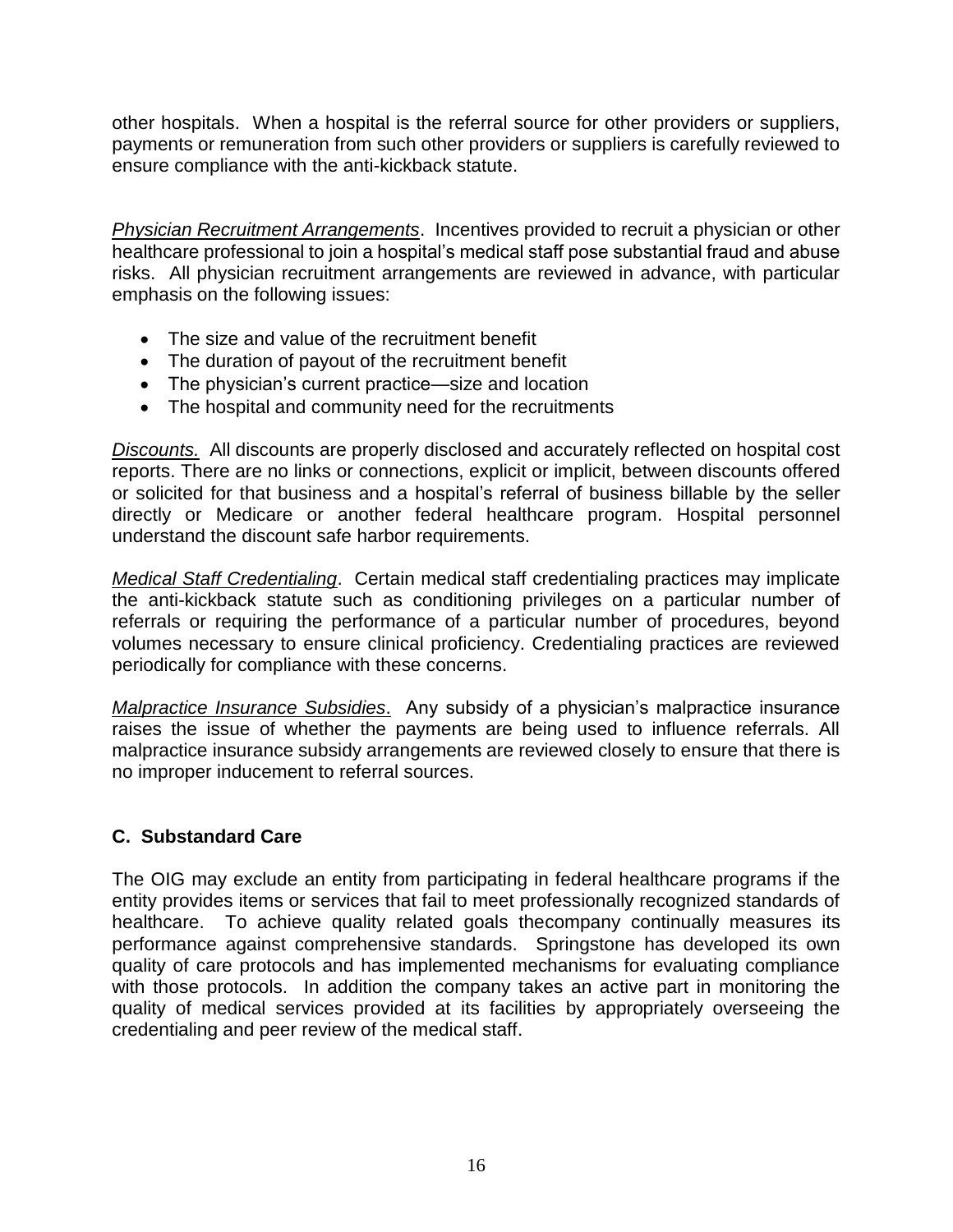other hospitals. When a hospital is the referral source for other providers or suppliers, payments or remuneration from such other providers or suppliers is carefully reviewed to ensure compliance with the anti-kickback statute.

*Physician Recruitment Arrangements*. Incentives provided to recruit a physician or other healthcare professional to join a hospital's medical staff pose substantial fraud and abuse risks. All physician recruitment arrangements are reviewed in advance, with particular emphasis on the following issues:

- The size and value of the recruitment benefit
- The duration of payout of the recruitment benefit
- The physician's current practice—size and location
- The hospital and community need for the recruitments

*Discounts.* All discounts are properly disclosed and accurately reflected on hospital cost reports. There are no links or connections, explicit or implicit, between discounts offered or solicited for that business and a hospital's referral of business billable by the seller directly or Medicare or another federal healthcare program. Hospital personnel understand the discount safe harbor requirements.

*Medical Staff Credentialing*. Certain medical staff credentialing practices may implicate the anti-kickback statute such as conditioning privileges on a particular number of referrals or requiring the performance of a particular number of procedures, beyond volumes necessary to ensure clinical proficiency. Credentialing practices are reviewed periodically for compliance with these concerns.

*Malpractice Insurance Subsidies*. Any subsidy of a physician's malpractice insurance raises the issue of whether the payments are being used to influence referrals. All malpractice insurance subsidy arrangements are reviewed closely to ensure that there is no improper inducement to referral sources.

### C. Substandard Care

The OIG may exclude an entity from participating in federal healthcare programs if the entity provides items or services that fail to meet professionally recognized standards of healthcare. To achieve quality related goals thecompany continually measures its performance against comprehensive standards. Springstone has developed its own quality of care protocols and has implemented mechanisms for evaluating compliance with those protocols. In addition the company takes an active part in monitoring the quality of medical services provided at its facilities by appropriately overseeing the credentialing and peer review of the medical staff.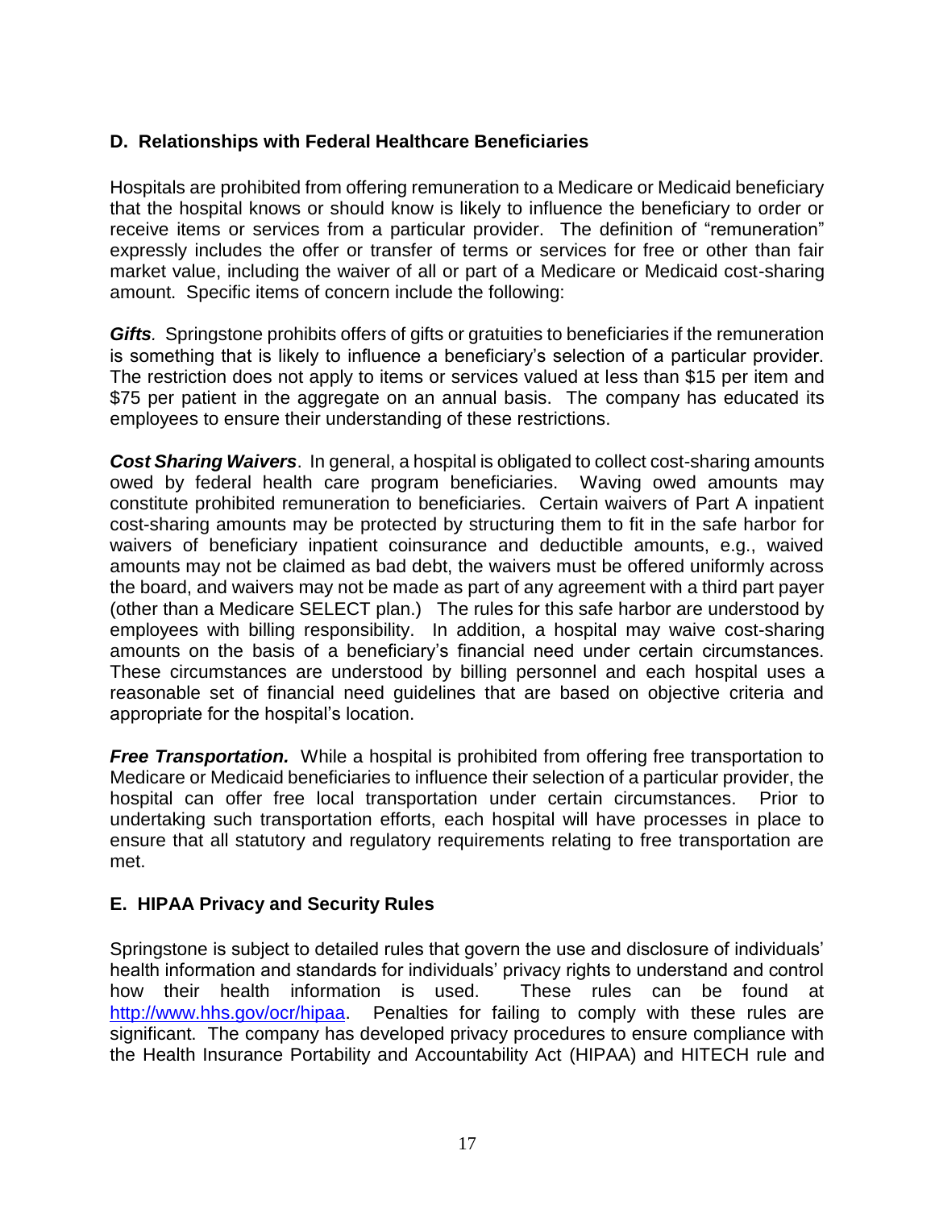### D. Relationships with Federal Healthcare Beneficiaries

Hospitals are prohibited from offering remuneration to a Medicare or Medicaid beneficiary that the hospital knows or should know is likely to influence the beneficiary to order or receive items or services from a particular provider. The definition of "remuneration" expressly includes the offer or transfer of terms or services for free or other than fair market value, including the waiver of all or part of a Medicare or Medicaid cost-sharing amount. Specific items of concern include the following:

***Gifts.*** Springstone prohibits offers of gifts or gratuities to beneficiaries if the remuneration is something that is likely to influence a beneficiary's selection of a particular provider. The restriction does not apply to items or services valued at less than $15 per item and $75 per patient in the aggregate on an annual basis. The company has educated its employees to ensure their understanding of these restrictions.

***Cost Sharing Waivers***. In general, a hospital is obligated to collect cost-sharing amounts owed by federal health care program beneficiaries. Waving owed amounts may constitute prohibited remuneration to beneficiaries. Certain waivers of Part A inpatient cost-sharing amounts may be protected by structuring them to fit in the safe harbor for waivers of beneficiary inpatient coinsurance and deductible amounts, e.g., waived amounts may not be claimed as bad debt, the waivers must be offered uniformly across the board, and waivers may not be made as part of any agreement with a third part payer (other than a Medicare SELECT plan.) The rules for this safe harbor are understood by employees with billing responsibility. In addition, a hospital may waive cost-sharing amounts on the basis of a beneficiary's financial need under certain circumstances. These circumstances are understood by billing personnel and each hospital uses a reasonable set of financial need guidelines that are based on objective criteria and appropriate for the hospital's location.

***Free Transportation.*** While a hospital is prohibited from offering free transportation to Medicare or Medicaid beneficiaries to influence their selection of a particular provider, the hospital can offer free local transportation under certain circumstances. Prior to undertaking such transportation efforts, each hospital will have processes in place to ensure that all statutory and regulatory requirements relating to free transportation are met.

### E. HIPAA Privacy and Security Rules

Springstone is subject to detailed rules that govern the use and disclosure of individuals' health information and standards for individuals' privacy rights to understand and control how their health information is used. These rules can be found at [http://www.hhs.gov/ocr/hipaa](http://www.hhs.gov/ocr/hipaa). Penalties for failing to comply with these rules are significant. The company has developed privacy procedures to ensure compliance with the Health Insurance Portability and Accountability Act (HIPAA) and HITECH rule and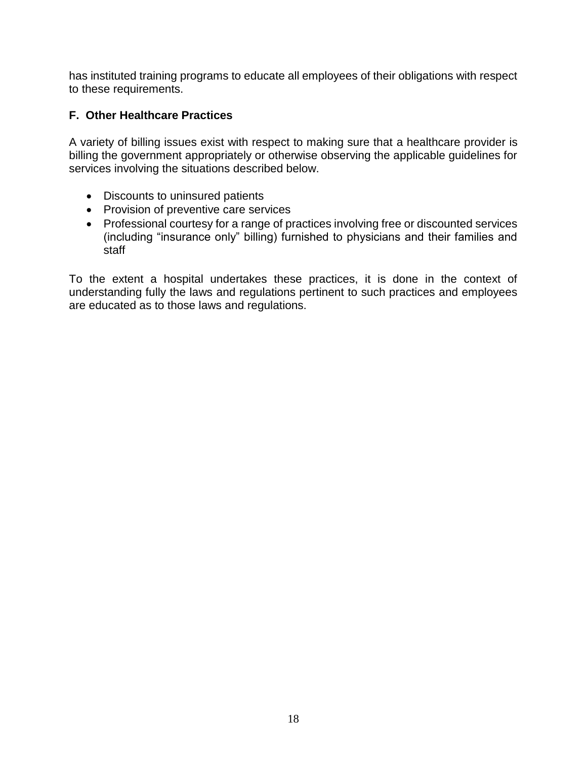has instituted training programs to educate all employees of their obligations with respect to these requirements.

### F. Other Healthcare Practices

A variety of billing issues exist with respect to making sure that a healthcare provider is billing the government appropriately or otherwise observing the applicable guidelines for services involving the situations described below.

- Discounts to uninsured patients
- Provision of preventive care services
- Professional courtesy for a range of practices involving free or discounted services (including "insurance only" billing) furnished to physicians and their families and staff

To the extent a hospital undertakes these practices, it is done in the context of understanding fully the laws and regulations pertinent to such practices and employees are educated as to those laws and regulations.